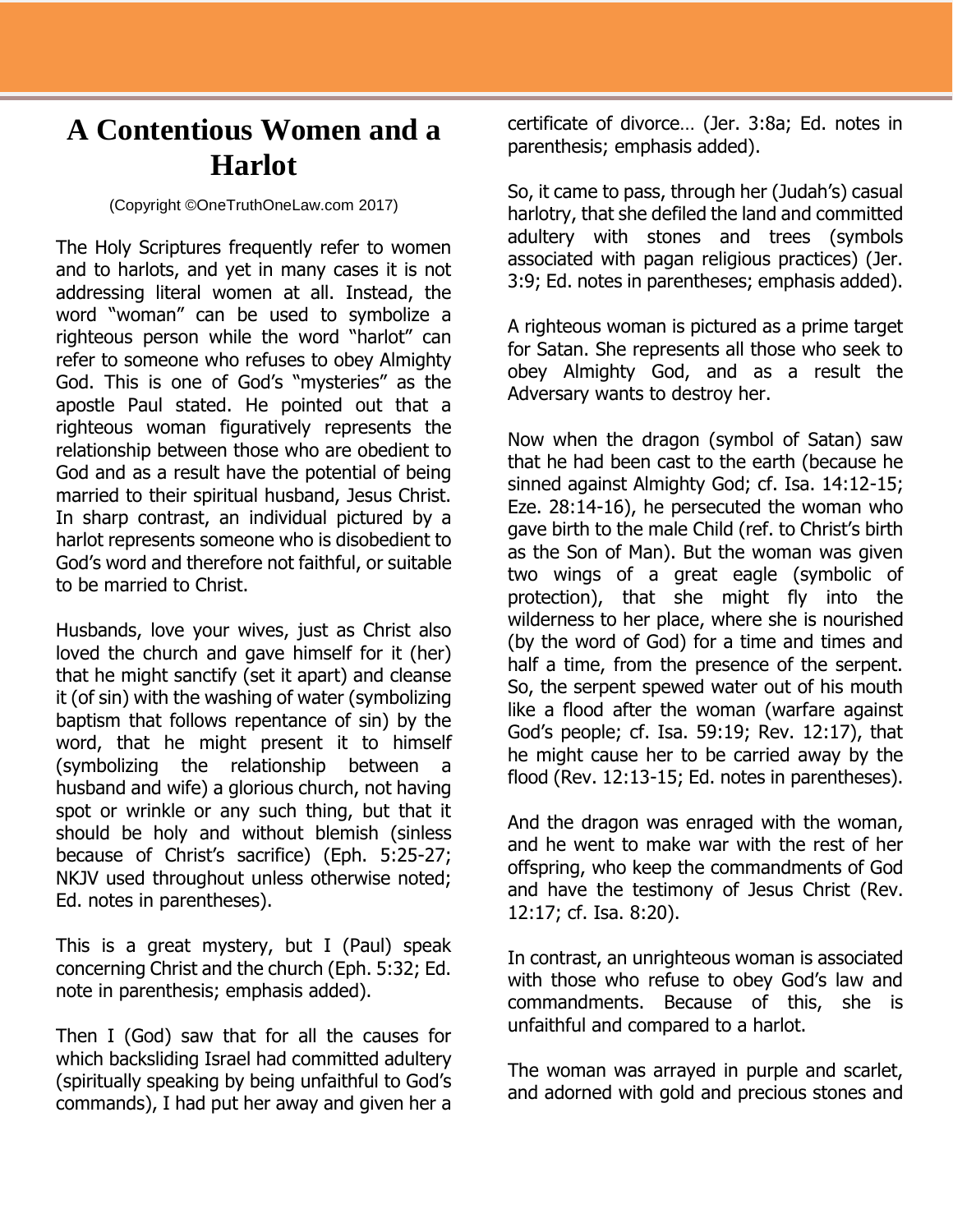# A Contentious Women and a Harlot

(Copyright ©OneTruthOneLaw.com 2017)

The Holy Scriptures frequently refer to women and to harlots, and yet in many cases it is not addressing literal women at all. Instead, the word "woman" can be used to symbolize a righteous person while the word "harlot" can refer to someone who refuses to obey Almighty God. This is one of God's "mysteries" as the apostle Paul stated. He pointed out that a righteous woman figuratively represents the relationship between those who are obedient to God and as a result have the potential of being married to their spiritual husband, Jesus Christ. In sharp contrast, an individual pictured by a harlot represents someone who is disobedient to God's word and therefore not faithful, or suitable to be married to Christ.

Husbands, love your wives, just as Christ also loved the church and gave himself for it (her) that he might sanctify (set it apart) and cleanse it (of sin) with the washing of water (symbolizing baptism that follows repentance of sin) by the word, that he might present it to himself (symbolizing the relationship between a husband and wife) a glorious church, not having spot or wrinkle or any such thing, but that it should be holy and without blemish (sinless because of Christ's sacrifice) (Eph. 5:25-27; NKJV used throughout unless otherwise noted; Ed. notes in parentheses).

This is a great mystery, but I (Paul) speak concerning Christ and the church (Eph. 5:32; Ed. note in parenthesis; emphasis added).

Then I (God) saw that for all the causes for which backsliding Israel had committed adultery (spiritually speaking by being unfaithful to God's commands), I had put her away and given her a certificate of divorce… (Jer. 3:8a; Ed. notes in parenthesis; emphasis added).

So, it came to pass, through her (Judah's) casual harlotry, that she defiled the land and committed adultery with stones and trees (symbols associated with pagan religious practices) (Jer. 3:9; Ed. notes in parentheses; emphasis added).

A righteous woman is pictured as a prime target for Satan. She represents all those who seek to obey Almighty God, and as a result the Adversary wants to destroy her.

Now when the dragon (symbol of Satan) saw that he had been cast to the earth (because he sinned against Almighty God; cf. Isa. 14:12-15; Eze. 28:14-16), he persecuted the woman who gave birth to the male Child (ref. to Christ's birth as the Son of Man). But the woman was given two wings of a great eagle (symbolic of protection), that she might fly into the wilderness to her place, where she is nourished (by the word of God) for a time and times and half a time, from the presence of the serpent. So, the serpent spewed water out of his mouth like a flood after the woman (warfare against God's people; cf. Isa. 59:19; Rev. 12:17), that he might cause her to be carried away by the flood (Rev. 12:13-15; Ed. notes in parentheses).

And the dragon was enraged with the woman, and he went to make war with the rest of her offspring, who keep the commandments of God and have the testimony of Jesus Christ (Rev. 12:17; cf. Isa. 8:20).

In contrast, an unrighteous woman is associated with those who refuse to obey God's law and commandments. Because of this, she is unfaithful and compared to a harlot.

The woman was arrayed in purple and scarlet, and adorned with gold and precious stones and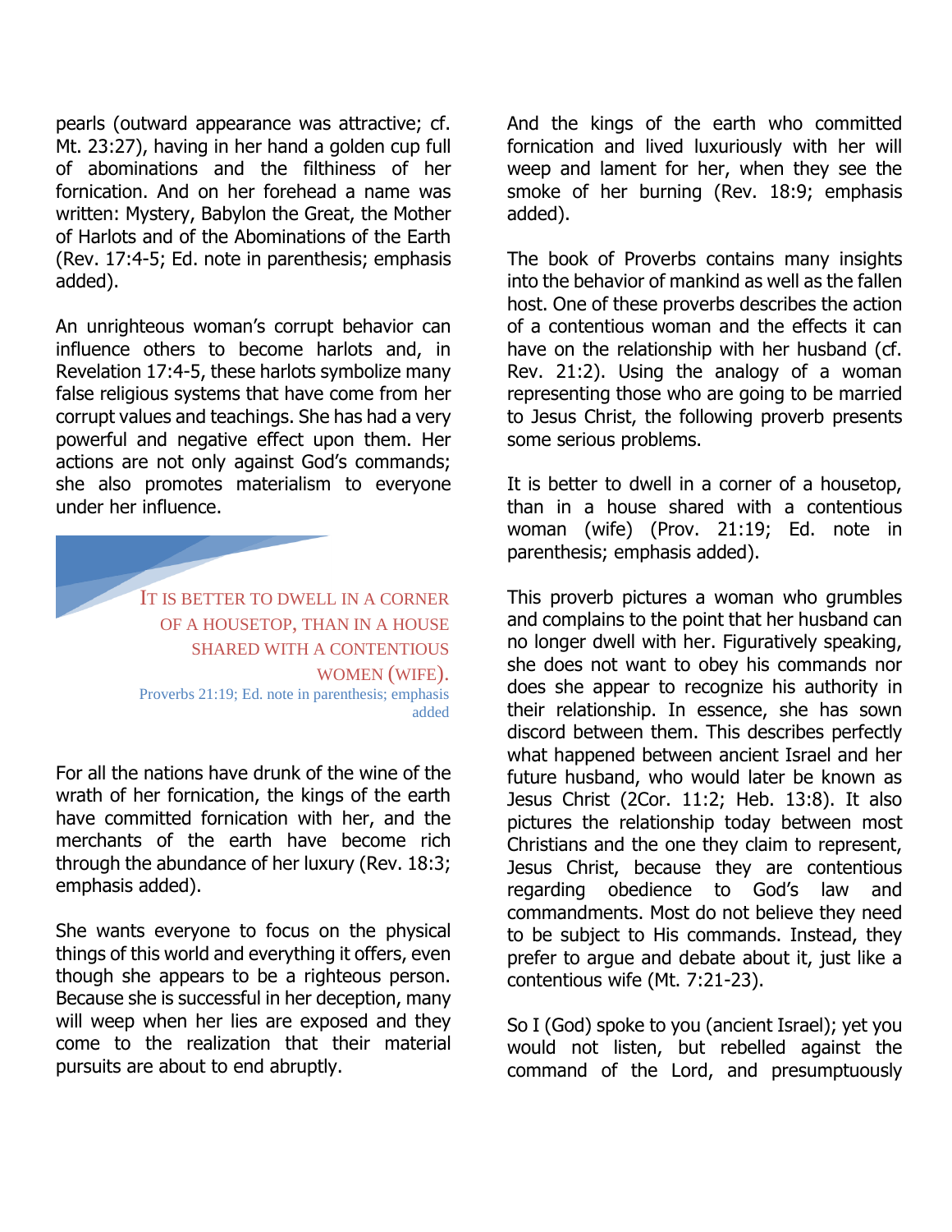pearls (outward appearance was attractive; cf. Mt. 23:27), having in her hand a golden cup full of abominations and the filthiness of her fornication. And on her forehead a name was written: Mystery, Babylon the Great, the Mother of Harlots and of the Abominations of the Earth (Rev. 17:4-5; Ed. note in parenthesis; emphasis added).

An unrighteous woman's corrupt behavior can influence others to become harlots and, in Revelation 17:4-5, these harlots symbolize many false religious systems that have come from her corrupt values and teachings. She has had a very powerful and negative effect upon them. Her actions are not only against God's commands; she also promotes materialism to everyone under her influence.

> IT IS BETTER TO DWELL IN A CORNER OF A HOUSETOP, THAN IN A HOUSE SHARED WITH A CONTENTIOUS WOMEN (WIFE).
> Proverbs 21:19; Ed. note in parenthesis; emphasis added

For all the nations have drunk of the wine of the wrath of her fornication, the kings of the earth have committed fornication with her, and the merchants of the earth have become rich through the abundance of her luxury (Rev. 18:3; emphasis added).

She wants everyone to focus on the physical things of this world and everything it offers, even though she appears to be a righteous person. Because she is successful in her deception, many will weep when her lies are exposed and they come to the realization that their material pursuits are about to end abruptly.

And the kings of the earth who committed fornication and lived luxuriously with her will weep and lament for her, when they see the smoke of her burning (Rev. 18:9; emphasis added).

The book of Proverbs contains many insights into the behavior of mankind as well as the fallen host. One of these proverbs describes the action of a contentious woman and the effects it can have on the relationship with her husband (cf. Rev. 21:2). Using the analogy of a woman representing those who are going to be married to Jesus Christ, the following proverb presents some serious problems.

It is better to dwell in a corner of a housetop, than in a house shared with a contentious woman (wife) (Prov. 21:19; Ed. note in parenthesis; emphasis added).

This proverb pictures a woman who grumbles and complains to the point that her husband can no longer dwell with her. Figuratively speaking, she does not want to obey his commands nor does she appear to recognize his authority in their relationship. In essence, she has sown discord between them. This describes perfectly what happened between ancient Israel and her future husband, who would later be known as Jesus Christ (2Cor. 11:2; Heb. 13:8). It also pictures the relationship today between most Christians and the one they claim to represent, Jesus Christ, because they are contentious regarding obedience to God's law and commandments. Most do not believe they need to be subject to His commands. Instead, they prefer to argue and debate about it, just like a contentious wife (Mt. 7:21-23).

So I (God) spoke to you (ancient Israel); yet you would not listen, but rebelled against the command of the Lord, and presumptuously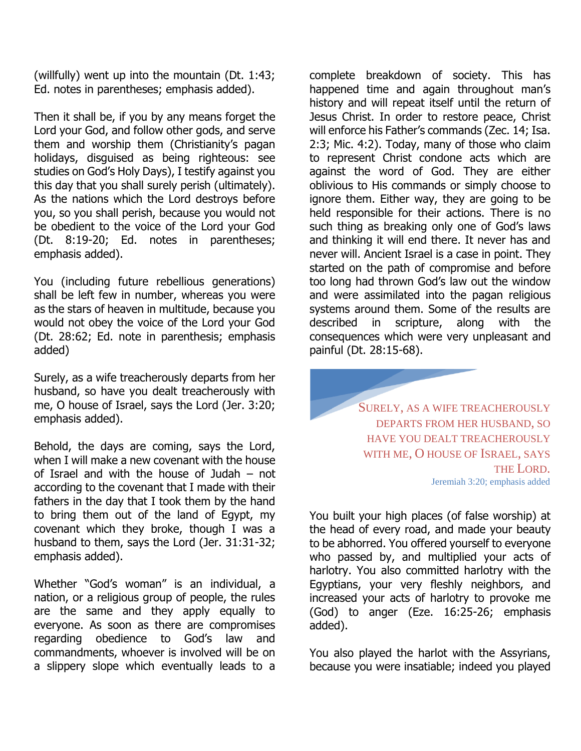(willfully) went up into the mountain (Dt. 1:43; Ed. notes in parentheses; emphasis added).

Then it shall be, if you by any means forget the Lord your God, and follow other gods, and serve them and worship them (Christianity's pagan holidays, disguised as being righteous: see studies on God's Holy Days), I testify against you this day that you shall surely perish (ultimately). As the nations which the Lord destroys before you, so you shall perish, because you would not be obedient to the voice of the Lord your God (Dt. 8:19-20; Ed. notes in parentheses; emphasis added).

You (including future rebellious generations) shall be left few in number, whereas you were as the stars of heaven in multitude, because you would not obey the voice of the Lord your God (Dt. 28:62; Ed. note in parenthesis; emphasis added)

Surely, as a wife treacherously departs from her husband, so have you dealt treacherously with me, O house of Israel, says the Lord (Jer. 3:20; emphasis added).

Behold, the days are coming, says the Lord, when I will make a new covenant with the house of Israel and with the house of Judah – not according to the covenant that I made with their fathers in the day that I took them by the hand to bring them out of the land of Egypt, my covenant which they broke, though I was a husband to them, says the Lord (Jer. 31:31-32; emphasis added).

Whether "God's woman" is an individual, a nation, or a religious group of people, the rules are the same and they apply equally to everyone. As soon as there are compromises regarding obedience to God's law and commandments, whoever is involved will be on a slippery slope which eventually leads to a complete breakdown of society. This has happened time and again throughout man's history and will repeat itself until the return of Jesus Christ. In order to restore peace, Christ will enforce his Father's commands (Zec. 14; Isa. 2:3; Mic. 4:2). Today, many of those who claim to represent Christ condone acts which are against the word of God. They are either oblivious to His commands or simply choose to ignore them. Either way, they are going to be held responsible for their actions. There is no such thing as breaking only one of God's laws and thinking it will end there. It never has and never will. Ancient Israel is a case in point. They started on the path of compromise and before too long had thrown God's law out the window and were assimilated into the pagan religious systems around them. Some of the results are described in scripture, along with the consequences which were very unpleasant and painful (Dt. 28:15-68).

> SURELY, AS A WIFE TREACHEROUSLY DEPARTS FROM HER HUSBAND, SO HAVE YOU DEALT TREACHEROUSLY WITH ME, O HOUSE OF ISRAEL, SAYS THE LORD.
> Jeremiah 3:20; emphasis added

You built your high places (of false worship) at the head of every road, and made your beauty to be abhorred. You offered yourself to everyone who passed by, and multiplied your acts of harlotry. You also committed harlotry with the Egyptians, your very fleshly neighbors, and increased your acts of harlotry to provoke me (God) to anger (Eze. 16:25-26; emphasis added).

You also played the harlot with the Assyrians, because you were insatiable; indeed you played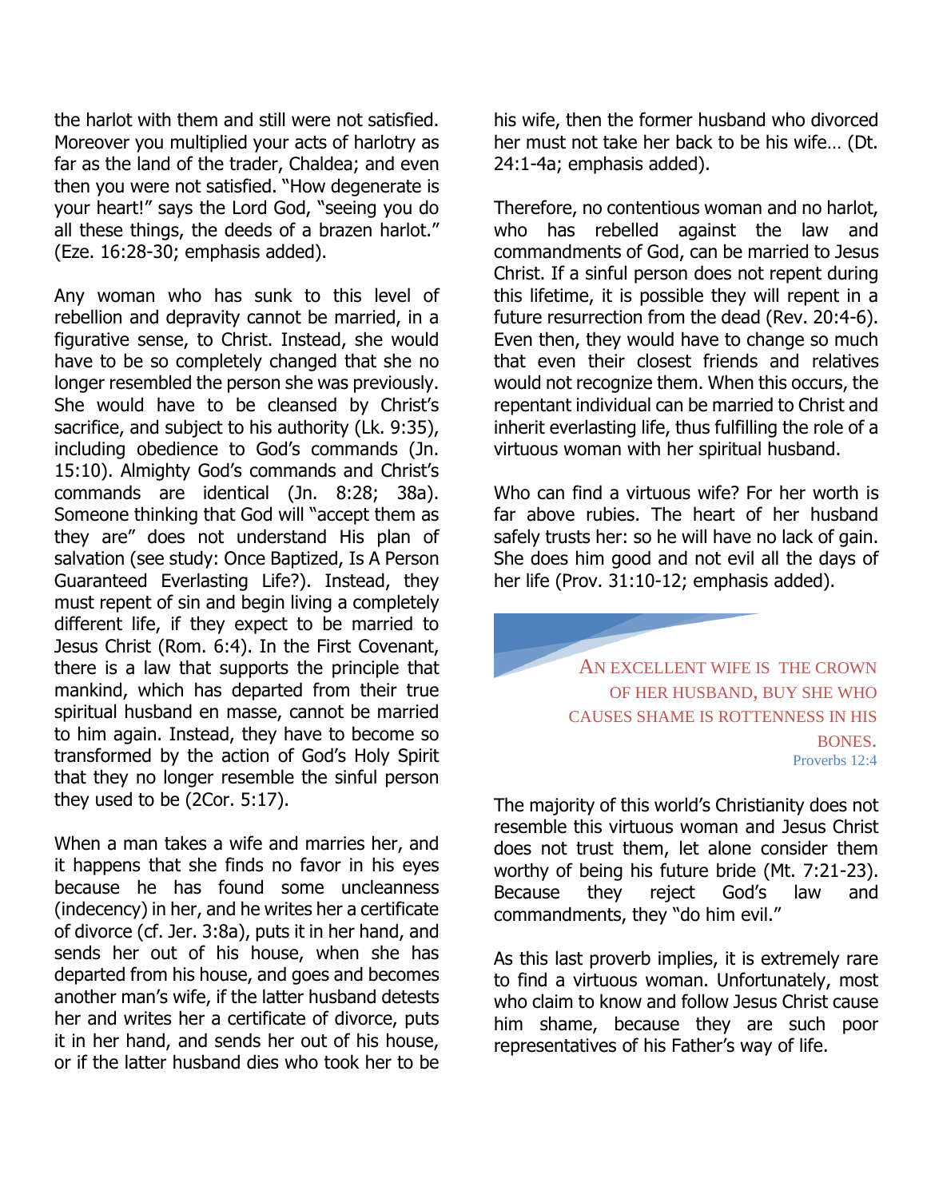the harlot with them and still were not satisfied. Moreover you multiplied your acts of harlotry as far as the land of the trader, Chaldea; and even then you were not satisfied. "How degenerate is your heart!" says the Lord God, "seeing you do all these things, the deeds of a brazen harlot." (Eze. 16:28-30; emphasis added).

Any woman who has sunk to this level of rebellion and depravity cannot be married, in a figurative sense, to Christ. Instead, she would have to be so completely changed that she no longer resembled the person she was previously. She would have to be cleansed by Christ's sacrifice, and subject to his authority (Lk. 9:35), including obedience to God's commands (Jn. 15:10). Almighty God's commands and Christ's commands are identical (Jn. 8:28; 38a). Someone thinking that God will "accept them as they are" does not understand His plan of salvation (see study: Once Baptized, Is A Person Guaranteed Everlasting Life?). Instead, they must repent of sin and begin living a completely different life, if they expect to be married to Jesus Christ (Rom. 6:4). In the First Covenant, there is a law that supports the principle that mankind, which has departed from their true spiritual husband en masse, cannot be married to him again. Instead, they have to become so transformed by the action of God's Holy Spirit that they no longer resemble the sinful person they used to be (2Cor. 5:17).

When a man takes a wife and marries her, and it happens that she finds no favor in his eyes because he has found some uncleanness (indecency) in her, and he writes her a certificate of divorce (cf. Jer. 3:8a), puts it in her hand, and sends her out of his house, when she has departed from his house, and goes and becomes another man's wife, if the latter husband detests her and writes her a certificate of divorce, puts it in her hand, and sends her out of his house, or if the latter husband dies who took her to be his wife, then the former husband who divorced her must not take her back to be his wife… (Dt. 24:1-4a; emphasis added).

Therefore, no contentious woman and no harlot, who has rebelled against the law and commandments of God, can be married to Jesus Christ. If a sinful person does not repent during this lifetime, it is possible they will repent in a future resurrection from the dead (Rev. 20:4-6). Even then, they would have to change so much that even their closest friends and relatives would not recognize them. When this occurs, the repentant individual can be married to Christ and inherit everlasting life, thus fulfilling the role of a virtuous woman with her spiritual husband.

Who can find a virtuous wife? For her worth is far above rubies. The heart of her husband safely trusts her: so he will have no lack of gain. She does him good and not evil all the days of her life (Prov. 31:10-12; emphasis added).

> AN EXCELLENT WIFE IS THE CROWN OF HER HUSBAND, BUY SHE WHO CAUSES SHAME IS ROTTENNESS IN HIS BONES.
>
> Proverbs 12:4

The majority of this world's Christianity does not resemble this virtuous woman and Jesus Christ does not trust them, let alone consider them worthy of being his future bride (Mt. 7:21-23). Because they reject God's law and commandments, they "do him evil."

As this last proverb implies, it is extremely rare to find a virtuous woman. Unfortunately, most who claim to know and follow Jesus Christ cause him shame, because they are such poor representatives of his Father's way of life.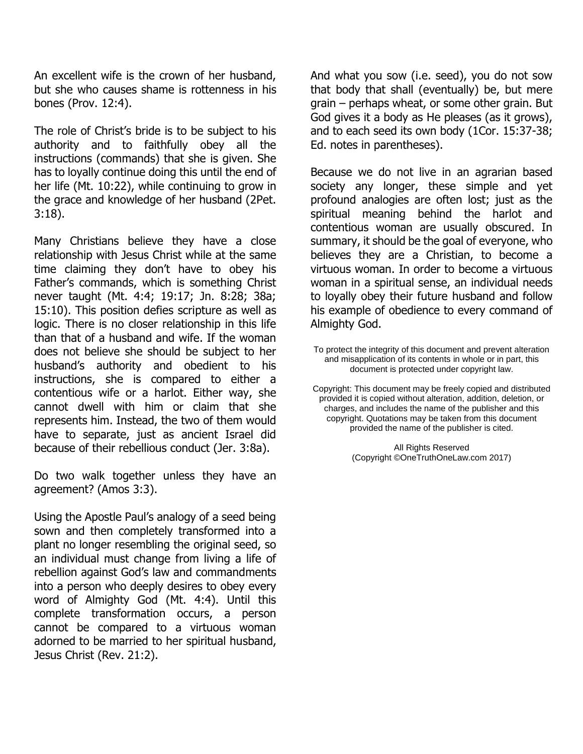An excellent wife is the crown of her husband, but she who causes shame is rottenness in his bones (Prov. 12:4).

The role of Christ's bride is to be subject to his authority and to faithfully obey all the instructions (commands) that she is given. She has to loyally continue doing this until the end of her life (Mt. 10:22), while continuing to grow in the grace and knowledge of her husband (2Pet. 3:18).

Many Christians believe they have a close relationship with Jesus Christ while at the same time claiming they don't have to obey his Father's commands, which is something Christ never taught (Mt. 4:4; 19:17; Jn. 8:28; 38a; 15:10). This position defies scripture as well as logic. There is no closer relationship in this life than that of a husband and wife. If the woman does not believe she should be subject to her husband's authority and obedient to his instructions, she is compared to either a contentious wife or a harlot. Either way, she cannot dwell with him or claim that she represents him. Instead, the two of them would have to separate, just as ancient Israel did because of their rebellious conduct (Jer. 3:8a).

Do two walk together unless they have an agreement? (Amos 3:3).

Using the Apostle Paul's analogy of a seed being sown and then completely transformed into a plant no longer resembling the original seed, so an individual must change from living a life of rebellion against God's law and commandments into a person who deeply desires to obey every word of Almighty God (Mt. 4:4). Until this complete transformation occurs, a person cannot be compared to a virtuous woman adorned to be married to her spiritual husband, Jesus Christ (Rev. 21:2).

And what you sow (i.e. seed), you do not sow that body that shall (eventually) be, but mere grain – perhaps wheat, or some other grain. But God gives it a body as He pleases (as it grows), and to each seed its own body (1Cor. 15:37-38; Ed. notes in parentheses).

Because we do not live in an agrarian based society any longer, these simple and yet profound analogies are often lost; just as the spiritual meaning behind the harlot and contentious woman are usually obscured. In summary, it should be the goal of everyone, who believes they are a Christian, to become a virtuous woman. In order to become a virtuous woman in a spiritual sense, an individual needs to loyally obey their future husband and follow his example of obedience to every command of Almighty God.

To protect the integrity of this document and prevent alteration and misapplication of its contents in whole or in part, this document is protected under copyright law.

Copyright: This document may be freely copied and distributed provided it is copied without alteration, addition, deletion, or charges, and includes the name of the publisher and this copyright. Quotations may be taken from this document provided the name of the publisher is cited.

All Rights Reserved
(Copyright ©OneTruthOneLaw.com 2017)